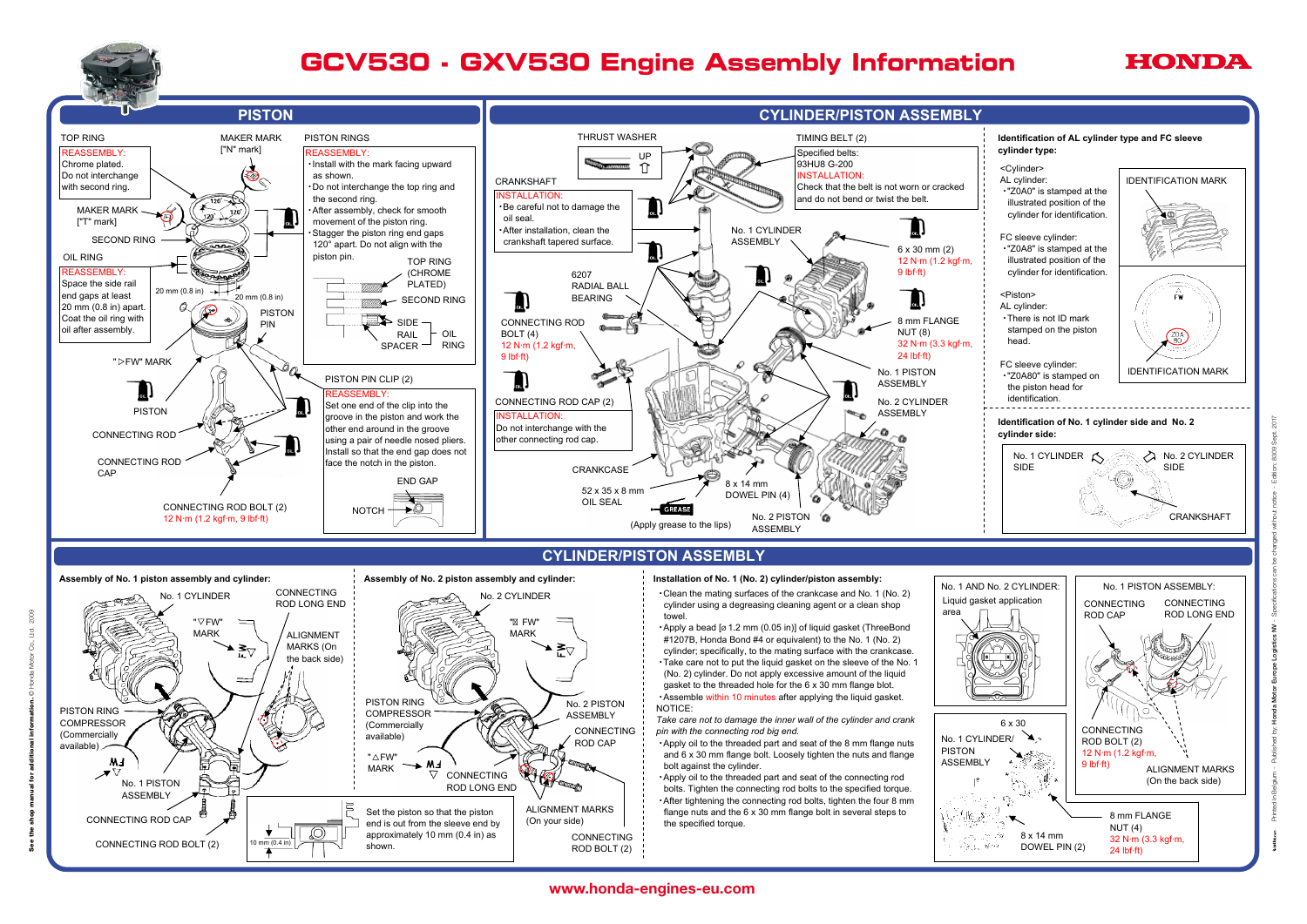# GCV530 · GXV530 Engine Assembly Information

HONDA

## PISTON

TOP RING

REASSEMBLY:
Chrome plated.
Do not interchange with second ring.

MAKER MARK ["N" mark]

MAKER MARK ["T" mark]

SECOND RING

OIL RING

REASSEMBLY:
Space the side rail end gaps at least 20 mm (0.8 in) apart.
Coat the oil ring with oil after assembly.

20 mm (0.8 in)

20 mm (0.8 in)

PISTON PIN

"▷FW" MARK

PISTON

CONNECTING ROD

CONNECTING ROD CAP

CONNECTING ROD BOLT (2)
12 N·m (1.2 kgf·m, 9 lbf·ft)

PISTON RINGS

REASSEMBLY:
- Install with the mark facing upward as shown.
- Do not interchange the top ring and the second ring.
- After assembly, check for smooth movement of the piston ring.
- Stagger the piston ring end gaps 120° apart. Do not align with the piston pin.

TOP RING (CHROME PLATED)

SECOND RING

SIDE RAIL, SPACER — OIL RING

PISTON PIN CLIP (2)

REASSEMBLY:
Set one end of the clip into the groove in the piston and work the other end around in the groove using a pair of needle nosed pliers.
Install so that the end gap does not face the notch in the piston.

END GAP

NOTCH

## CYLINDER/PISTON ASSEMBLY

THRUST WASHER

UP

CRANKSHAFT

INSTALLATION:
- Be careful not to damage the oil seal.
- After installation, clean the crankshaft tapered surface.

6207 RADIAL BALL BEARING

CONNECTING ROD BOLT (4)
12 N·m (1.2 kgf·m, 9 lbf·ft)

CONNECTING ROD CAP (2)

INSTALLATION:
Do not interchange with the other connecting rod cap.

CRANKCASE

52 x 35 x 8 mm OIL SEAL

GREASE (Apply grease to the lips)

TIMING BELT (2)

Specified belts:
93HU8 G-200

INSTALLATION:
Check that the belt is not worn or cracked and do not bend or twist the belt.

No. 1 CYLINDER ASSEMBLY

6 x 30 mm (2)
12 N·m (1.2 kgf·m, 9 lbf·ft)

8 mm FLANGE NUT (8)
32 N·m (3.3 kgf·m, 24 lbf·ft)

No. 1 PISTON ASSEMBLY

No. 2 CYLINDER ASSEMBLY

8 x 14 mm DOWEL PIN (4)

No. 2 PISTON ASSEMBLY

**Identification of AL cylinder type and FC sleeve cylinder type:**

<Cylinder>
AL cylinder:
- "Z0A0" is stamped at the illustrated position of the cylinder for identification.

FC sleeve cylinder:
- "Z0A8" is stamped at the illustrated position of the cylinder for identification.

<Piston>
AL cylinder:
- There is not ID mark stamped on the piston head.

FC sleeve cylinder:
- "Z0A80" is stamped on the piston head for identification.

IDENTIFICATION MARK

IDENTIFICATION MARK

**Identification of No. 1 cylinder side and No. 2 cylinder side:**

No. 1 CYLINDER SIDE

No. 2 CYLINDER SIDE

CRANKSHAFT

## CYLINDER/PISTON ASSEMBLY

**Assembly of No. 1 piston assembly and cylinder:**

No. 1 CYLINDER

"▽FW" MARK

CONNECTING ROD LONG END

ALIGNMENT MARKS (On the back side)

PISTON RING COMPRESSOR (Commercially available)

No. 1 PISTON ASSEMBLY

CONNECTING ROD CAP

CONNECTING ROD BOLT (2)

10 mm (0.4 in)

**Assembly of No. 2 piston assembly and cylinder:**

No. 2 CYLINDER

"⊠ FW" MARK

PISTON RING COMPRESSOR (Commercially available)

"△FW" MARK

No. 2 PISTON ASSEMBLY

CONNECTING ROD CAP

CONNECTING ROD LONG END

ALIGNMENT MARKS (On your side)

CONNECTING ROD BOLT (2)

Set the piston so that the piston end is out from the sleeve end by approximately 10 mm (0.4 in) as shown.

**Installation of No. 1 (No. 2) cylinder/piston assembly:**

- Clean the mating surfaces of the crankcase and No. 1 (No. 2) cylinder using a degreasing cleaning agent or a clean shop towel.
- Apply a bead [ø 1.2 mm (0.05 in)] of liquid gasket (ThreeBond #1207B, Honda Bond #4 or equivalent) to the No. 1 (No. 2) cylinder; specifically, to the mating surface with the crankcase.
- Take care not to put the liquid gasket on the sleeve of the No. 1 (No. 2) cylinder. Do not apply excessive amount of the liquid gasket to the threaded hole for the 6 x 30 mm flange bolt.
- Assemble within 10 minutes after applying the liquid gasket.

NOTICE:

*Take care not to damage the inner wall of the cylinder and crank pin with the connecting rod big end.*

- Apply oil to the threaded part and seat of the 8 mm flange nuts and 6 x 30 mm flange bolt. Loosely tighten the nuts and flange bolt against the cylinder.
- Apply oil to the threaded part and seat of the connecting rod bolts. Tighten the connecting rod bolts to the specified torque.
- After tightening the connecting rod bolts, tighten the four 8 mm flange nuts and the 6 x 30 mm flange bolt in several steps to the specified torque.

No. 1 AND No. 2 CYLINDER:
Liquid gasket application area

No. 1 PISTON ASSEMBLY:

CONNECTING ROD CAP

CONNECTING ROD LONG END

CONNECTING ROD BOLT (2)
12 N·m (1.2 kgf·m, 9 lbf·ft)

ALIGNMENT MARKS (On the back side)

6 x 30

No. 1 CYLINDER/ PISTON ASSEMBLY

8 x 14 mm DOWEL PIN (2)

8 mm FLANGE NUT (4)
32 N·m (3.3 kgf·m, 24 lbf·ft)

www.honda-engines-eu.com

See the shop manual for additional information. © Honda Motor Co., Ltd. 2009

Printed in Belgium - Published by: Honda Motor Europe Logistics NV - Specifications can be changed without notice - Edition: 8309 Sept. 2017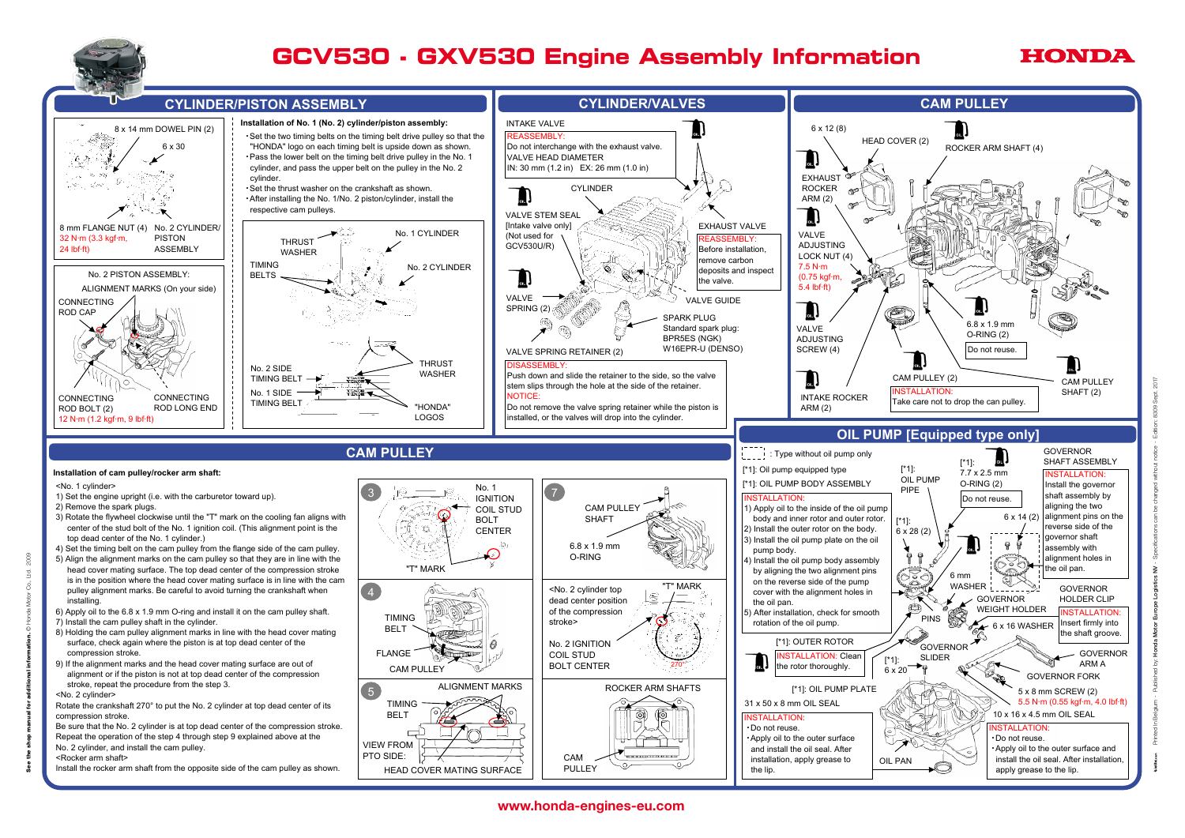# GCV530 · GXV530 Engine Assembly Information

HONDA

## CYLINDER/PISTON ASSEMBLY

8 x 14 mm DOWEL PIN (2)

6 x 30

8 mm FLANGE NUT (4)
32 N·m (3.3 kgf·m, 24 lbf·ft)

No. 2 CYLINDER/PISTON ASSEMBLY

No. 2 PISTON ASSEMBLY:
ALIGNMENT MARKS (On your side)

CONNECTING ROD CAP

CONNECTING ROD BOLT (2)
12 N·m (1.2 kgf·m, 9 lbf·ft)

CONNECTING ROD LONG END

**Installation of No. 1 (No. 2) cylinder/piston assembly:**

- Set the two timing belts on the timing belt drive pulley so that the "HONDA" logo on each timing belt is upside down as shown.
- Pass the lower belt on the pulley in the No. 1 cylinder, and pass the upper belt on the pulley in the No. 2 cylinder.
- Set the thrust washer on the crankshaft as shown.
- After installing the No. 1/No. 2 piston/cylinder, install the respective cam pulleys.

THRUST WASHER

No. 1 CYLINDER

TIMING BELTS

No. 2 CYLINDER

No. 2 SIDE TIMING BELT

No. 1 SIDE TIMING BELT

THRUST WASHER

"HONDA" LOGOS

## CYLINDER/VALVES

INTAKE VALVE
REASSEMBLY:
Do not interchange with the exhaust valve.
VALVE HEAD DIAMETER
IN: 30 mm (1.2 in) EX: 26 mm (1.0 in)

CYLINDER

VALVE STEM SEAL
[Intake valve only]
(Not used for GCV530U/R)

EXHAUST VALVE
REASSEMBLY:
Before installation, remove carbon deposits and inspect the valve.

VALVE SPRING (2)

VALVE GUIDE

SPARK PLUG
Standard spark plug:
BPR5ES (NGK)
W16EPR-U (DENSO)

VALVE SPRING RETAINER (2)

DISASSEMBLY:
Push down and slide the retainer to the side, so the valve stem slips through the hole at the side of the retainer.
NOTICE:
Do not remove the valve spring retainer while the piston is installed, or the valves will drop into the cylinder.

## CAM PULLEY

6 x 12 (8)

HEAD COVER (2)

ROCKER ARM SHAFT (4)

EXHAUST ROCKER ARM (2)

VALVE ADJUSTING LOCK NUT (4)
7.5 N·m (0.75 kgf·m, 5.4 lbf·ft)

VALVE ADJUSTING SCREW (4)

6.8 x 1.9 mm O-RING (2)
Do not reuse.

CAM PULLEY (2)
INSTALLATION:
Take care not to drop the can pulley.

CAM PULLEY SHAFT (2)

INTAKE ROCKER ARM (2)

## CAM PULLEY

**Installation of cam pulley/rocker arm shaft:**

<No. 1 cylinder>

1) Set the engine upright (i.e. with the carburetor toward up).
2) Remove the spark plugs.
3) Rotate the flywheel clockwise until the "T" mark on the cooling fan aligns with center of the stud bolt of the No. 1 ignition coil. (This alignment point is the top dead center of the No. 1 cylinder.)
4) Set the timing belt on the cam pulley from the flange side of the cam pulley.
5) Align the alignment marks on the cam pulley so that they are in line with the head cover mating surface. The top dead center of the compression stroke is in the position where the head cover mating surface is in line with the cam pulley alignment marks. Be careful to avoid turning the crankshaft when installing.
6) Apply oil to the 6.8 x 1.9 mm O-ring and install it on the cam pulley shaft.
7) Install the cam pulley shaft in the cylinder.
8) Holding the cam pulley alignment marks in line with the head cover mating surface, check again where the piston is at top dead center of the compression stroke.
9) If the alignment marks and the head cover mating surface are out of alignment or if the piston is not at top dead center of the compression stroke, repeat the procedure from the step 3.

<No. 2 cylinder>

Rotate the crankshaft 270° to put the No. 2 cylinder at top dead center of its compression stroke.
Be sure that the No. 2 cylinder is at top dead center of the compression stroke.
Repeat the operation of the step 4 through step 9 explained above at the No. 2 cylinder, and install the cam pulley.

<Rocker arm shaft>

Install the rocker arm shaft from the opposite side of the cam pulley as shown.

3 — No. 1 IGNITION COIL STUD BOLT CENTER; "T" MARK

4 — TIMING BELT; FLANGE; CAM PULLEY

5 — ALIGNMENT MARKS; TIMING BELT; VIEW FROM PTO SIDE:; HEAD COVER MATING SURFACE

7 — CAM PULLEY SHAFT; 6.8 x 1.9 mm O-RING

<No. 2 cylinder top dead center position of the compression stroke>

"T" MARK

No. 2 IGNITION COIL STUD BOLT CENTER

270°

ROCKER ARM SHAFTS

CAM PULLEY

## OIL PUMP [Equipped type only]

: Type without oil pump only

[*1]: Oil pump equipped type

[*1]: OIL PUMP BODY ASSEMBLY

INSTALLATION:

1) Apply oil to the inside of the oil pump body and inner rotor and outer rotor.
2) Install the outer rotor on the body.
3) Install the oil pump plate on the oil pump body.
4) Install the oil pump body assembly by aligning the two alignment pins on the reverse side of the pump cover with the alignment holes in the oil pan.
5) After installation, check for smooth rotation of the oil pump.

[*1]: OUTER ROTOR
INSTALLATION: Clean the rotor thoroughly.

[*1]: OIL PUMP PLATE

31 x 50 x 8 mm OIL SEAL
INSTALLATION:
- Do not reuse.
- Apply oil to the outer surface and install the oil seal. After installation, apply grease to the lip.

[*1]: OIL PUMP PIPE

[*1]: 6 x 28 (2)

[*1]: 7.7 x 2.5 mm O-RING (2)
Do not reuse.

6 x 14 (2)

6 mm WASHER

PINS

GOVERNOR WEIGHT HOLDER

6 x 16 WASHER

GOVERNOR SLIDER

[*1]: 6 x 20

OIL PAN

GOVERNOR SHAFT ASSEMBLY
INSTALLATION:
Install the governor shaft assembly by aligning the two alignment pins on the reverse side of the governor shaft assembly with alignment holes in the oil pan.

GOVERNOR HOLDER CLIP
INSTALLATION:
Insert firmly into the shaft groove.

GOVERNOR ARM A

GOVERNOR FORK

5 x 8 mm SCREW (2)
5.5 N·m (0.55 kgf·m, 4.0 lbf·ft)

10 x 16 x 4.5 mm OIL SEAL
INSTALLATION:
- Do not reuse.
- Apply oil to the outer surface and install the oil seal. After installation, apply grease to the lip.

See the shop manual for additional information. © Honda Motor Co., Ltd. 2009

www.honda-engines-eu.com

Printed in Belgium - Published by: Honda Motor Europe Logistics NV - Specifications can be changed without notice - Edition: 8309 Sept. 2017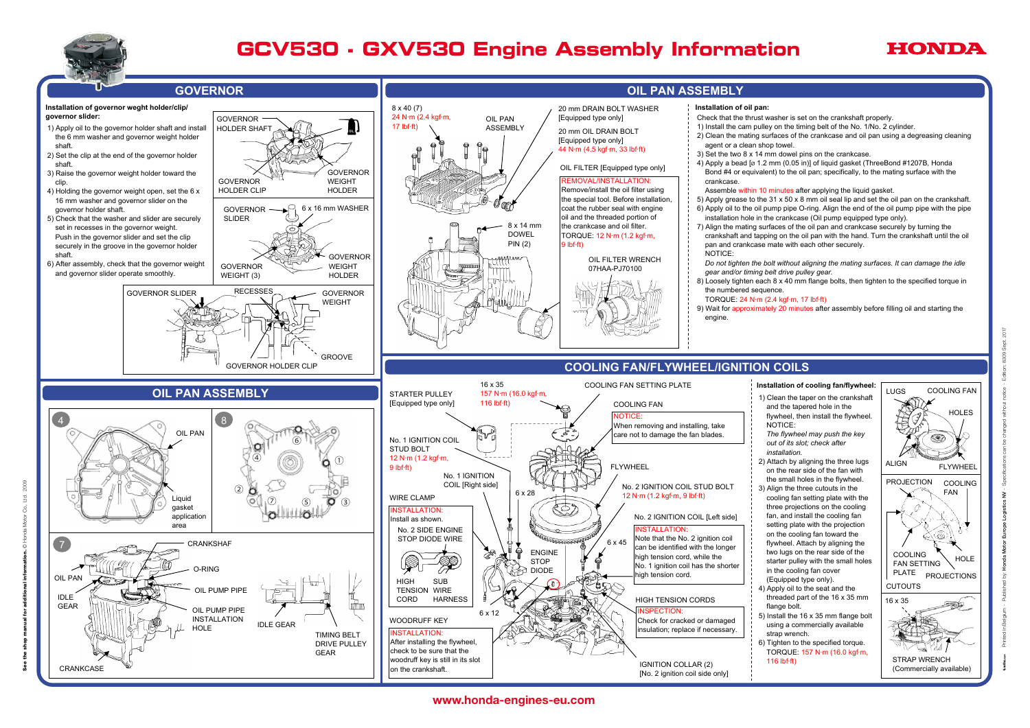# GCV530 · GXV530 Engine Assembly Information

HONDA

## GOVERNOR

**Installation of governor weght holder/clip/governor slider:**

1) Apply oil to the governor holder shaft and install the 6 mm washer and governor weight holder shaft.
2) Set the clip at the end of the governor holder shaft.
3) Raise the governor weight holder toward the clip.
4) Holding the governor weight open, set the 6 x 16 mm washer and governor slider on the governor holder shaft.
5) Check that the washer and slider are securely set in recesses in the governor weight. Push in the governor slider and set the clip securely in the groove in the governor holder shaft.
6) After assembly, check that the governor weight and governor slider operate smoothly.

GOVERNOR HOLDER SHAFT
GOVERNOR HOLDER CLIP
GOVERNOR WEIGHT HOLDER
GOVERNOR SLIDER
6 x 16 mm WASHER
GOVERNOR WEIGHT (3)
GOVERNOR WEIGHT HOLDER
GOVERNOR SLIDER
RECESSES
GOVERNOR WEIGHT
GROOVE
GOVERNOR HOLDER CLIP

## OIL PAN ASSEMBLY

4
OIL PAN
Liquid gasket application area

8
1 2 3 4 5 6 7

7
CRANKSHAF
O-RING
OIL PAN
OIL PUMP PIPE
IDLE GEAR
OIL PUMP PIPE INSTALLATION HOLE
IDLE GEAR
TIMING BELT DRIVE PULLEY GEAR
CRANKCASE

## OIL PAN ASSEMBLY

8 x 40 (7)
24 N·m (2.4 kgf·m, 17 lbf·ft)

OIL PAN ASSEMBLY

20 mm DRAIN BOLT WASHER [Equipped type only]

20 mm OIL DRAIN BOLT [Equipped type only]
44 N·m (4.5 kgf·m, 33 lbf·ft)

OIL FILTER [Equipped type only]

8 x 14 mm DOWEL PIN (2)

REMOVAL/INSTALLATION:
Remove/install the oil filter using the special tool. Before installation, coat the rubber seal with engine oil and the threaded portion of the crankcase and oil filter.
TORQUE: 12 N·m (1.2 kgf·m, 9 lbf·ft)

OIL FILTER WRENCH
07HAA-PJ70100

**Installation of oil pan:**

Check that the thrust washer is set on the crankshaft properly.

1) Install the cam pulley on the timing belt of the No. 1/No. 2 cylinder.
2) Clean the mating surfaces of the crankcase and oil pan using a degreasing cleaning agent or a clean shop towel.
3) Set the two 8 x 14 mm dowel pins on the crankcase.
4) Apply a bead [ø 1.2 mm (0.05 in)] of liquid gasket (ThreeBond #1207B, Honda Bond #4 or equivalent) to the oil pan; specifically, to the mating surface with the crankcase.
   Assemble within 10 minutes after applying the liquid gasket.
5) Apply grease to the 31 x 50 x 8 mm oil seal lip and set the oil pan on the crankshaft.
6) Apply oil to the oil pump pipe O-ring. Align the end of the oil pump pipe with the pipe installation hole in the crankcase (Oil pump equipped type only).
7) Align the mating surfaces of the oil pan and crankcase securely by turning the crankshaft and tapping on the oil pan with the hand. Turn the crankshaft until the oil pan and crankcase mate with each other securely.
   NOTICE:
   *Do not tighten the bolt without aligning the mating surfaces. It can damage the idle gear and/or timing belt drive pulley gear.*
8) Loosely tighten each 8 x 40 mm flange bolts, then tighten to the specified torque in the numbered sequence.
   TORQUE: 24 N·m (2.4 kgf·m, 17 lbf·ft)
9) Wait for approximately 20 minutes after assembly before filling oil and starting the engine.

## COOLING FAN/FLYWHEEL/IGNITION COILS

STARTER PULLEY [Equipped type only]

16 x 35
157 N·m (16.0 kgf·m, 116 lbf·ft)

COOLING FAN SETTING PLATE

COOLING FAN

NOTICE:
When removing and installing, take care not to damage the fan blades.

No. 1 IGNITION COIL STUD BOLT
12 N·m (1.2 kgf·m, 9 lbf·ft)

No. 1 IGNITION COIL [Right side]

FLYWHEEL

6 x 28

No. 2 IGNITION COIL STUD BOLT
12 N·m (1.2 kgf·m, 9 lbf·ft)

WIRE CLAMP

INSTALLATION:
Install as shown.

No. 2 IGNITION COIL [Left side]

No. 2 SIDE ENGINE STOP DIODE WIRE

6 x 45

ENGINE STOP DIODE

INSTALLATION:
Note that the No. 2 ignition coil can be identified with the longer high tension cord, while the No. 1 ignition coil has the shorter high tension cord.

HIGH TENSION CORD
SUB WIRE HARNESS

6 x 12

HIGH TENSION CORDS

INSPECTION:
Check for cracked or damaged insulation; replace if necessary.

WOODRUFF KEY

INSTALLATION:
After installing the flywheel, check to be sure that the woodruff key is still in its slot on the crankshaft.

IGNITION COLLAR (2)
[No. 2 ignition coil side only]

**Installation of cooling fan/flywheel:**

1) Clean the taper on the crankshaft and the tapered hole in the flywheel, then install the flywheel.
   NOTICE:
   *The flywheel may push the key out of its slot; check after installation.*
2) Attach by aligning the three lugs on the rear side of the fan with the small holes in the flywheel.
3) Align the three cutouts in the cooling fan setting plate with the three projections on the cooling fan, and install the cooling fan setting plate with the projection on the cooling fan toward the flywheel. Attach by aligning the two lugs on the rear side of the starter pulley with the small holes in the cooling fan cover (Equipped type only).
4) Apply oil to the seat and the threaded part of the 16 x 35 mm flange bolt.
5) Install the 16 x 35 mm flange bolt using a commercially available strap wrench.
6) Tighten to the specified torque.
   TORQUE: 157 N·m (16.0 kgf·m, 116 lbf·ft)

LUGS
COOLING FAN
HOLES
ALIGN
FLYWHEEL
PROJECTION
COOLING FAN
COOLING FAN SETTING PLATE
HOLE
PROJECTIONS
CUTOUTS
16 x 35
STRAP WRENCH (Commercially available)

www.honda-engines-eu.com